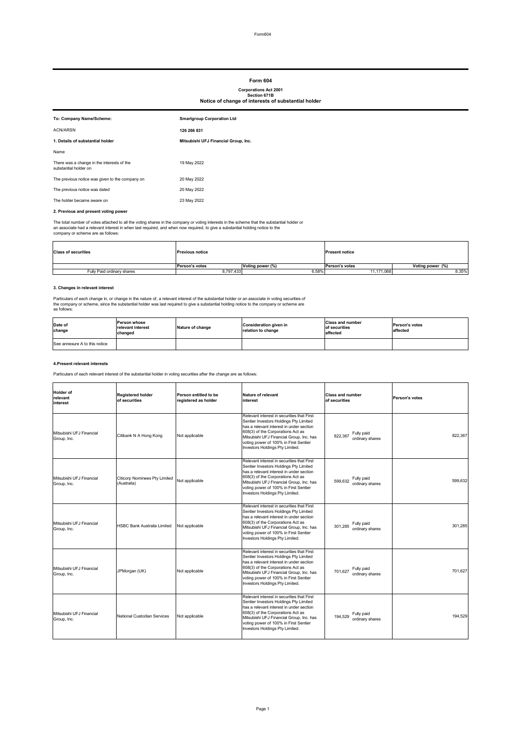# Form 604

**Corporations Act 2001**
**Section 671B**
**Notice of change of interests of substantial holder**

| | |
|---|---|
| **To: Company Name/Scheme:** | **Smartgroup Corporation Ltd** |
| ACN/ARSN | **126 266 831** |
| **1. Details of substantial holder** | **Mitsubishi UFJ Financial Group, Inc.** |
| Name | |
| There was a change in the interests of the substantial holder on | 19 May 2022 |
| The previous notice was given to the company on | 20 May 2022 |
| The previous notice was dated | 20 May 2022 |
| The holder became aware on | 23 May 2022 |

**2. Previous and present voting power**

The total number of votes attached to all the voting shares in the company or voting interests in the scheme that the substantial holder or an associate had a relevant interest in when last required, and when now required, to give a substantial holding notice to the company or scheme are as follows:

| **Class of securities** | **Previous notice** | | **Present notice** | |
|---|---|---|---|---|
| | **Person's votes** | **Voting power (%)** | **Person's votes** | **Voting power (%)** |
| Fully Paid ordinary shares | 8,797,433 | 6.58% | 11,171,068 | 8.35% |

**3. Changes in relevant interest**

Particulars of each change in, or change in the nature of, a relevant interest of the substantial holder or an associate in voting securities of the company or scheme, since the substantial holder was last required to give a substantial holding notice to the company or scheme are as follows:

| **Date of change** | **Person whose relevant interest changed** | **Nature of change** | **Consideration given in relation to change** | **Class and number of securities affected** | **Person's votes affected** |
|---|---|---|---|---|---|
| See annexure A to this notice | | | | | |

**4.Present relevant interests**

Particulars of each relevant interest of the substantial holder in voting securities after the change are as follows:

| **Holder of relevant interest** | **Registered holder of securities** | **Person entitled to be registered as holder** | **Nature of relevant interest** | **Class and number of securities** | **Person's votes** |
|---|---|---|---|---|---|
| Mitsubishi UFJ Financial Group, Inc. | Citibank N A Hong Kong | Not applicable | Relevant interest in securities that First Sentier Investors Holdings Pty Limited has a relevant interest in under section 608(3) of the Corporations Act as Mitsubishi UFJ Financial Group, Inc. has voting power of 100% in First Sentier Investors Holdings Pty Limited. | 822,367 Fully paid ordinary shares | 822,367 |
| Mitsubishi UFJ Financial Group, Inc. | Citicorp Nominees Pty Limited (Australia) | Not applicable | Relevant interest in securities that First Sentier Investors Holdings Pty Limited has a relevant interest in under section 608(3) of the Corporations Act as Mitsubishi UFJ Financial Group, Inc. has voting power of 100% in First Sentier Investors Holdings Pty Limited. | 599,632 Fully paid ordinary shares | 599,632 |
| Mitsubishi UFJ Financial Group, Inc. | HSBC Bank Australia Limited | Not applicable | Relevant interest in securities that First Sentier Investors Holdings Pty Limited has a relevant interest in under section 608(3) of the Corporations Act as Mitsubishi UFJ Financial Group, Inc. has voting power of 100% in First Sentier Investors Holdings Pty Limited. | 301,285 Fully paid ordinary shares | 301,285 |
| Mitsubishi UFJ Financial Group, Inc. | JPMorgan (UK) | Not applicable | Relevant interest in securities that First Sentier Investors Holdings Pty Limited has a relevant interest in under section 608(3) of the Corporations Act as Mitsubishi UFJ Financial Group, Inc. has voting power of 100% in First Sentier Investors Holdings Pty Limited. | 701,627 Fully paid ordinary shares | 701,627 |
| Mitsubishi UFJ Financial Group, Inc. | National Custodian Services | Not applicable | Relevant interest in securities that First Sentier Investors Holdings Pty Limited has a relevant interest in under section 608(3) of the Corporations Act as Mitsubishi UFJ Financial Group, Inc. has voting power of 100% in First Sentier Investors Holdings Pty Limited. | 194,529 Fully paid ordinary shares | 194,529 |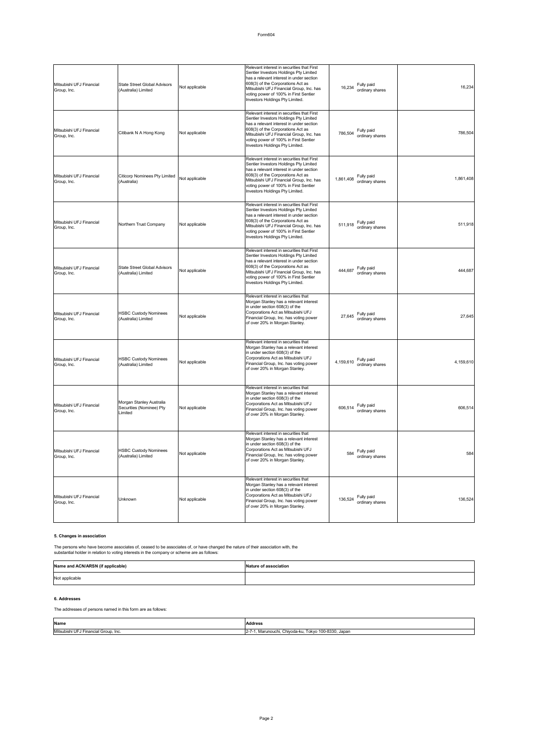| Mitsubishi UFJ Financial Group, Inc. | State Street Global Advisors (Australia) Limited | Not applicable | Relevant interest in securities that First Sentier Investors Holdings Pty Limited has a relevant interest in under section 608(3) of the Corporations Act as Mitsubishi UFJ Financial Group, Inc. has voting power of 100% in First Sentier Investors Holdings Pty Limited. | 16,234 Fully paid ordinary shares | 16,234 |
|---|---|---|---|---|---|
| Mitsubishi UFJ Financial Group, Inc. | Citibank N A Hong Kong | Not applicable | Relevant interest in securities that First Sentier Investors Holdings Pty Limited has a relevant interest in under section 608(3) of the Corporations Act as Mitsubishi UFJ Financial Group, Inc. has voting power of 100% in First Sentier Investors Holdings Pty Limited. | 786,504 Fully paid ordinary shares | 786,504 |
| Mitsubishi UFJ Financial Group, Inc. | Citicorp Nominees Pty Limited (Australia) | Not applicable | Relevant interest in securities that First Sentier Investors Holdings Pty Limited has a relevant interest in under section 608(3) of the Corporations Act as Mitsubishi UFJ Financial Group, Inc. has voting power of 100% in First Sentier Investors Holdings Pty Limited. | 1,861,408 Fully paid ordinary shares | 1,861,408 |
| Mitsubishi UFJ Financial Group, Inc. | Northern Trust Company | Not applicable | Relevant interest in securities that First Sentier Investors Holdings Pty Limited has a relevant interest in under section 608(3) of the Corporations Act as Mitsubishi UFJ Financial Group, Inc. has voting power of 100% in First Sentier Investors Holdings Pty Limited. | 511,918 Fully paid ordinary shares | 511,918 |
| Mitsubishi UFJ Financial Group, Inc. | State Street Global Advisors (Australia) Limited | Not applicable | Relevant interest in securities that First Sentier Investors Holdings Pty Limited has a relevant interest in under section 608(3) of the Corporations Act as Mitsubishi UFJ Financial Group, Inc. has voting power of 100% in First Sentier Investors Holdings Pty Limited. | 444,687 Fully paid ordinary shares | 444,687 |
| Mitsubishi UFJ Financial Group, Inc. | HSBC Custody Nominees (Australia) Limited | Not applicable | Relevant interest in securities that Morgan Stanley has a relevant interest in under section 608(3) of the Corporations Act as Mitsubishi UFJ Financial Group, Inc. has voting power of over 20% in Morgan Stanley. | 27,645 Fully paid ordinary shares | 27,645 |
| Mitsubishi UFJ Financial Group, Inc. | HSBC Custody Nominees (Australia) Limited | Not applicable | Relevant interest in securities that Morgan Stanley has a relevant interest in under section 608(3) of the Corporations Act as Mitsubishi UFJ Financial Group, Inc. has voting power of over 20% in Morgan Stanley. | 4,159,610 Fully paid ordinary shares | 4,159,610 |
| Mitsubishi UFJ Financial Group, Inc. | Morgan Stanley Australia Securities (Nominee) Pty Limited | Not applicable | Relevant interest in securities that Morgan Stanley has a relevant interest in under section 608(3) of the Corporations Act as Mitsubishi UFJ Financial Group, Inc. has voting power of over 20% in Morgan Stanley. | 606,514 Fully paid ordinary shares | 606,514 |
| Mitsubishi UFJ Financial Group, Inc. | HSBC Custody Nominees (Australia) Limited | Not applicable | Relevant interest in securities that Morgan Stanley has a relevant interest in under section 608(3) of the Corporations Act as Mitsubishi UFJ Financial Group, Inc. has voting power of over 20% in Morgan Stanley. | 584 Fully paid ordinary shares | 584 |
| Mitsubishi UFJ Financial Group, Inc. | Unknown | Not applicable | Relevant interest in securities that Morgan Stanley has a relevant interest in under section 608(3) of the Corporations Act as Mitsubishi UFJ Financial Group, Inc. has voting power of over 20% in Morgan Stanley. | 136,524 Fully paid ordinary shares | 136,524 |

### 5. Changes in association

The persons who have become associates of, ceased to be associates of, or have changed the nature of their association with, the substantial holder in relation to voting interests in the company or scheme are as follows:

| Name and ACN/ARSN (if applicable) | Nature of association |
|---|---|
| Not applicable | |

### 6. Addresses

The addresses of persons named in this form are as follows:

| Name | Address |
|---|---|
| Mitsubishi UFJ Financial Group, Inc. | 2-7-1, Marunouchi, Chiyoda-ku, Tokyo 100-8330, Japan |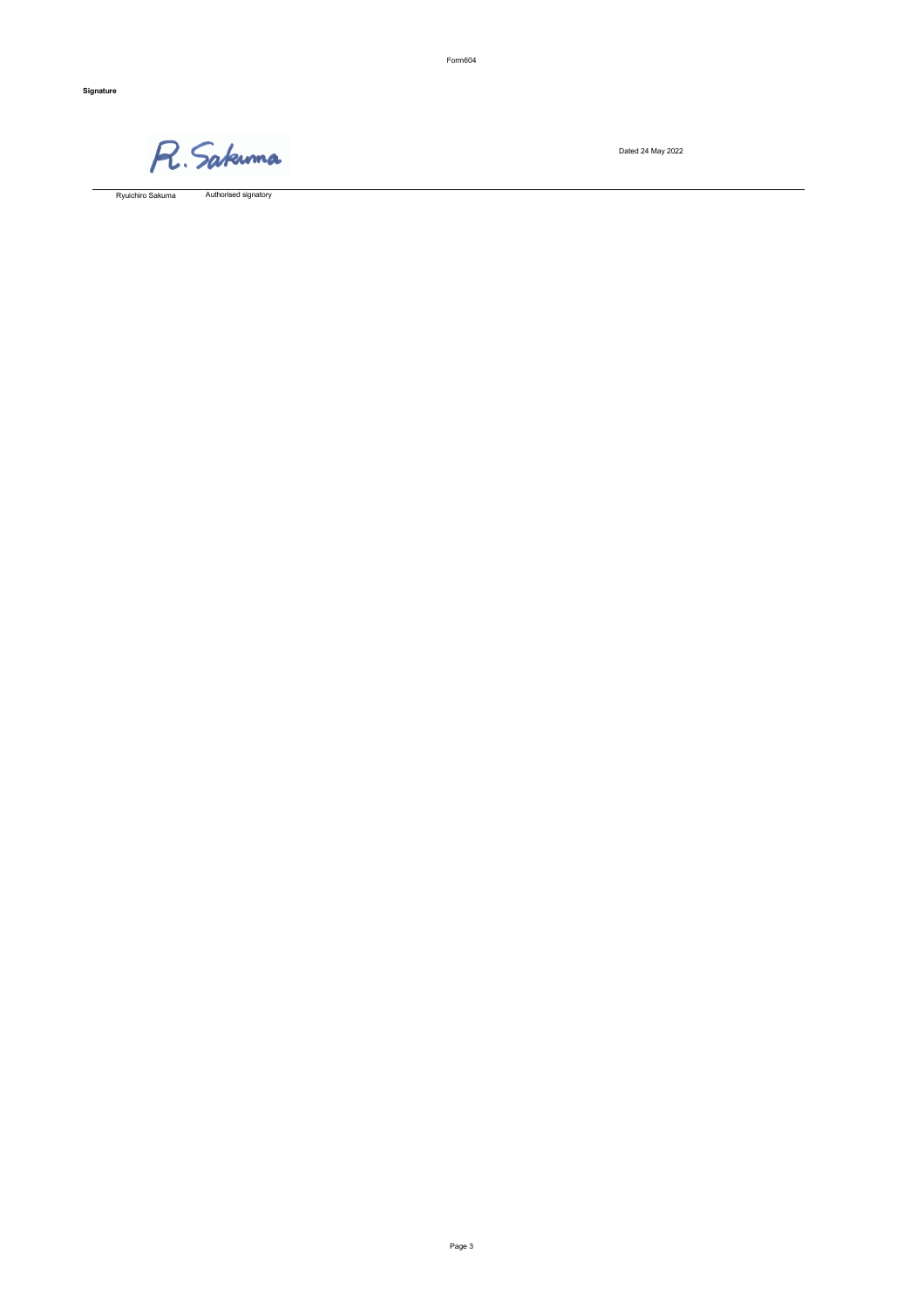**Signature**

R. Sakuma

Dated 24 May 2022

Ryuichiro Sakuma    Authorised signatory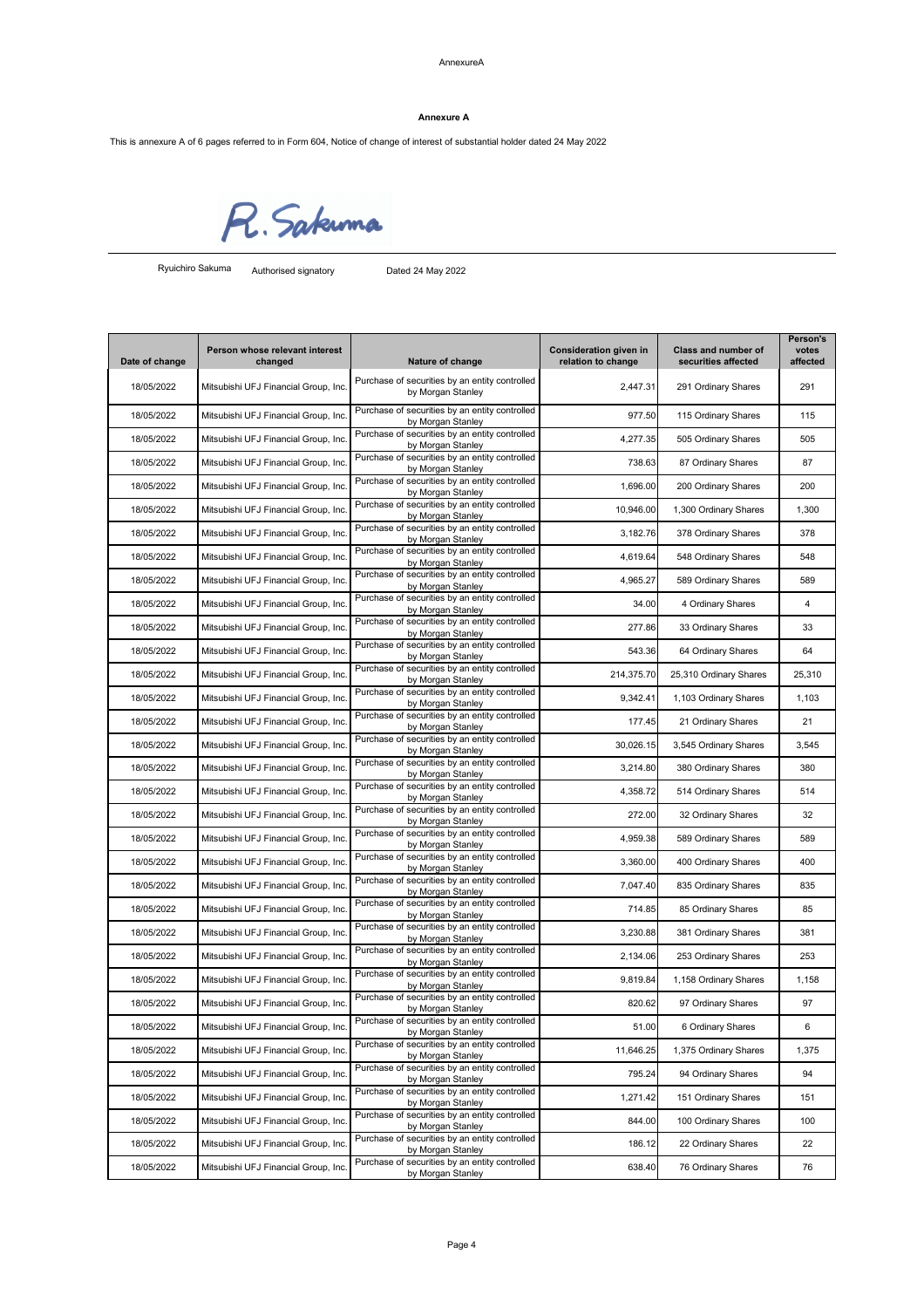AnnexureA

**Annexure A**

This is annexure A of 6 pages referred to in Form 604, Notice of change of interest of substantial holder dated 24 May 2022

R. Sakuma

Ryuichiro Sakuma Authorised signatory Dated 24 May 2022

| Date of change | Person whose relevant interest changed | Nature of change | Consideration given in relation to change | Class and number of securities affected | Person's votes affected |
|---|---|---|---|---|---|
| 18/05/2022 | Mitsubishi UFJ Financial Group, Inc. | Purchase of securities by an entity controlled by Morgan Stanley | 2,447.31 | 291 Ordinary Shares | 291 |
| 18/05/2022 | Mitsubishi UFJ Financial Group, Inc. | Purchase of securities by an entity controlled by Morgan Stanley | 977.50 | 115 Ordinary Shares | 115 |
| 18/05/2022 | Mitsubishi UFJ Financial Group, Inc. | Purchase of securities by an entity controlled by Morgan Stanley | 4,277.35 | 505 Ordinary Shares | 505 |
| 18/05/2022 | Mitsubishi UFJ Financial Group, Inc. | Purchase of securities by an entity controlled by Morgan Stanley | 738.63 | 87 Ordinary Shares | 87 |
| 18/05/2022 | Mitsubishi UFJ Financial Group, Inc. | Purchase of securities by an entity controlled by Morgan Stanley | 1,696.00 | 200 Ordinary Shares | 200 |
| 18/05/2022 | Mitsubishi UFJ Financial Group, Inc. | Purchase of securities by an entity controlled by Morgan Stanley | 10,946.00 | 1,300 Ordinary Shares | 1,300 |
| 18/05/2022 | Mitsubishi UFJ Financial Group, Inc. | Purchase of securities by an entity controlled by Morgan Stanley | 3,182.76 | 378 Ordinary Shares | 378 |
| 18/05/2022 | Mitsubishi UFJ Financial Group, Inc. | Purchase of securities by an entity controlled by Morgan Stanley | 4,619.64 | 548 Ordinary Shares | 548 |
| 18/05/2022 | Mitsubishi UFJ Financial Group, Inc. | Purchase of securities by an entity controlled by Morgan Stanley | 4,965.27 | 589 Ordinary Shares | 589 |
| 18/05/2022 | Mitsubishi UFJ Financial Group, Inc. | Purchase of securities by an entity controlled by Morgan Stanley | 34.00 | 4 Ordinary Shares | 4 |
| 18/05/2022 | Mitsubishi UFJ Financial Group, Inc. | Purchase of securities by an entity controlled by Morgan Stanley | 277.86 | 33 Ordinary Shares | 33 |
| 18/05/2022 | Mitsubishi UFJ Financial Group, Inc. | Purchase of securities by an entity controlled by Morgan Stanley | 543.36 | 64 Ordinary Shares | 64 |
| 18/05/2022 | Mitsubishi UFJ Financial Group, Inc. | Purchase of securities by an entity controlled by Morgan Stanley | 214,375.70 | 25,310 Ordinary Shares | 25,310 |
| 18/05/2022 | Mitsubishi UFJ Financial Group, Inc. | Purchase of securities by an entity controlled by Morgan Stanley | 9,342.41 | 1,103 Ordinary Shares | 1,103 |
| 18/05/2022 | Mitsubishi UFJ Financial Group, Inc. | Purchase of securities by an entity controlled by Morgan Stanley | 177.45 | 21 Ordinary Shares | 21 |
| 18/05/2022 | Mitsubishi UFJ Financial Group, Inc. | Purchase of securities by an entity controlled by Morgan Stanley | 30,026.15 | 3,545 Ordinary Shares | 3,545 |
| 18/05/2022 | Mitsubishi UFJ Financial Group, Inc. | Purchase of securities by an entity controlled by Morgan Stanley | 3,214.80 | 380 Ordinary Shares | 380 |
| 18/05/2022 | Mitsubishi UFJ Financial Group, Inc. | Purchase of securities by an entity controlled by Morgan Stanley | 4,358.72 | 514 Ordinary Shares | 514 |
| 18/05/2022 | Mitsubishi UFJ Financial Group, Inc. | Purchase of securities by an entity controlled by Morgan Stanley | 272.00 | 32 Ordinary Shares | 32 |
| 18/05/2022 | Mitsubishi UFJ Financial Group, Inc. | Purchase of securities by an entity controlled by Morgan Stanley | 4,959.38 | 589 Ordinary Shares | 589 |
| 18/05/2022 | Mitsubishi UFJ Financial Group, Inc. | Purchase of securities by an entity controlled by Morgan Stanley | 3,360.00 | 400 Ordinary Shares | 400 |
| 18/05/2022 | Mitsubishi UFJ Financial Group, Inc. | Purchase of securities by an entity controlled by Morgan Stanley | 7,047.40 | 835 Ordinary Shares | 835 |
| 18/05/2022 | Mitsubishi UFJ Financial Group, Inc. | Purchase of securities by an entity controlled by Morgan Stanley | 714.85 | 85 Ordinary Shares | 85 |
| 18/05/2022 | Mitsubishi UFJ Financial Group, Inc. | Purchase of securities by an entity controlled by Morgan Stanley | 3,230.88 | 381 Ordinary Shares | 381 |
| 18/05/2022 | Mitsubishi UFJ Financial Group, Inc. | Purchase of securities by an entity controlled by Morgan Stanley | 2,134.06 | 253 Ordinary Shares | 253 |
| 18/05/2022 | Mitsubishi UFJ Financial Group, Inc. | Purchase of securities by an entity controlled by Morgan Stanley | 9,819.84 | 1,158 Ordinary Shares | 1,158 |
| 18/05/2022 | Mitsubishi UFJ Financial Group, Inc. | Purchase of securities by an entity controlled by Morgan Stanley | 820.62 | 97 Ordinary Shares | 97 |
| 18/05/2022 | Mitsubishi UFJ Financial Group, Inc. | Purchase of securities by an entity controlled by Morgan Stanley | 51.00 | 6 Ordinary Shares | 6 |
| 18/05/2022 | Mitsubishi UFJ Financial Group, Inc. | Purchase of securities by an entity controlled by Morgan Stanley | 11,646.25 | 1,375 Ordinary Shares | 1,375 |
| 18/05/2022 | Mitsubishi UFJ Financial Group, Inc. | Purchase of securities by an entity controlled by Morgan Stanley | 795.24 | 94 Ordinary Shares | 94 |
| 18/05/2022 | Mitsubishi UFJ Financial Group, Inc. | Purchase of securities by an entity controlled by Morgan Stanley | 1,271.42 | 151 Ordinary Shares | 151 |
| 18/05/2022 | Mitsubishi UFJ Financial Group, Inc. | Purchase of securities by an entity controlled by Morgan Stanley | 844.00 | 100 Ordinary Shares | 100 |
| 18/05/2022 | Mitsubishi UFJ Financial Group, Inc. | Purchase of securities by an entity controlled by Morgan Stanley | 186.12 | 22 Ordinary Shares | 22 |
| 18/05/2022 | Mitsubishi UFJ Financial Group, Inc. | Purchase of securities by an entity controlled by Morgan Stanley | 638.40 | 76 Ordinary Shares | 76 |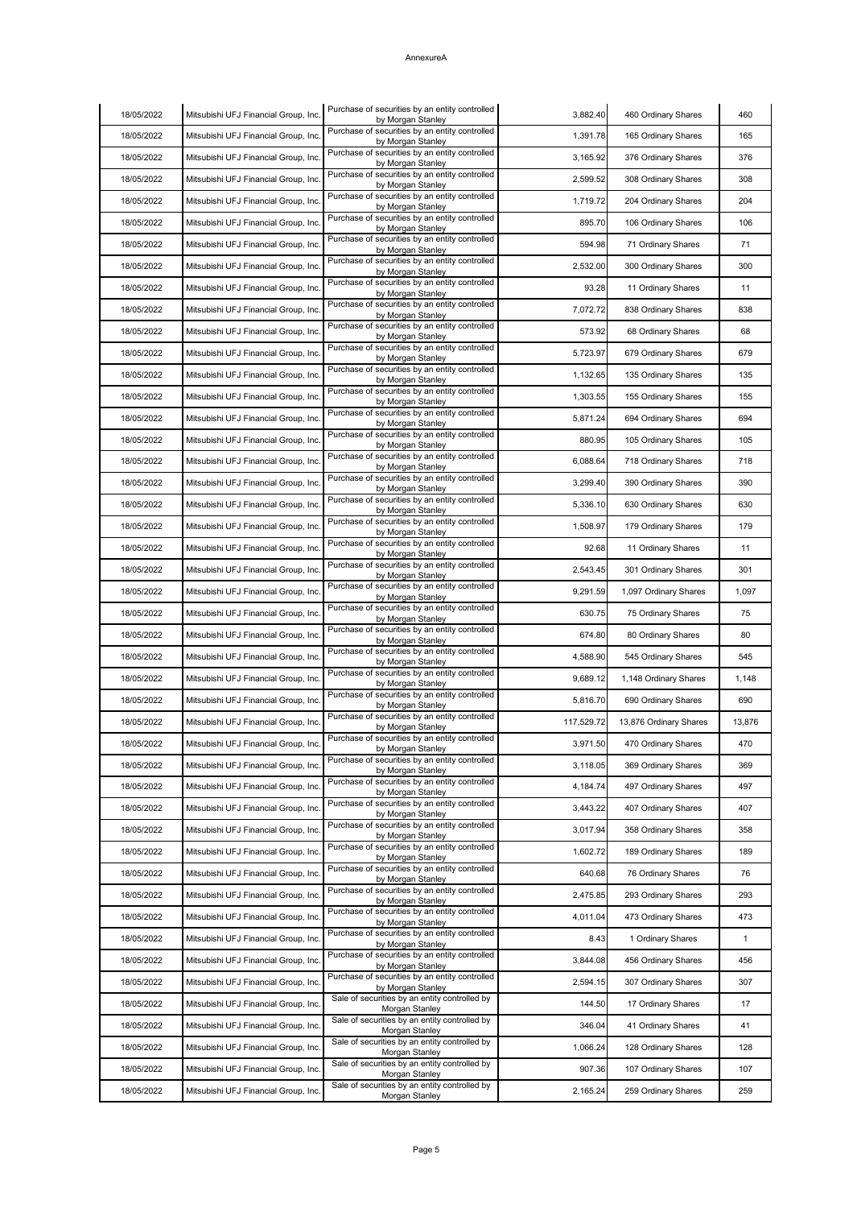| | | | | | |
|---|---|---|---|---|---|
| 18/05/2022 | Mitsubishi UFJ Financial Group, Inc. | Purchase of securities by an entity controlled by Morgan Stanley | 3,882.40 | 460 Ordinary Shares | 460 |
| 18/05/2022 | Mitsubishi UFJ Financial Group, Inc. | Purchase of securities by an entity controlled by Morgan Stanley | 1,391.78 | 165 Ordinary Shares | 165 |
| 18/05/2022 | Mitsubishi UFJ Financial Group, Inc. | Purchase of securities by an entity controlled by Morgan Stanley | 3,165.92 | 376 Ordinary Shares | 376 |
| 18/05/2022 | Mitsubishi UFJ Financial Group, Inc. | Purchase of securities by an entity controlled by Morgan Stanley | 2,599.52 | 308 Ordinary Shares | 308 |
| 18/05/2022 | Mitsubishi UFJ Financial Group, Inc. | Purchase of securities by an entity controlled by Morgan Stanley | 1,719.72 | 204 Ordinary Shares | 204 |
| 18/05/2022 | Mitsubishi UFJ Financial Group, Inc. | Purchase of securities by an entity controlled by Morgan Stanley | 895.70 | 106 Ordinary Shares | 106 |
| 18/05/2022 | Mitsubishi UFJ Financial Group, Inc. | Purchase of securities by an entity controlled by Morgan Stanley | 594.98 | 71 Ordinary Shares | 71 |
| 18/05/2022 | Mitsubishi UFJ Financial Group, Inc. | Purchase of securities by an entity controlled by Morgan Stanley | 2,532.00 | 300 Ordinary Shares | 300 |
| 18/05/2022 | Mitsubishi UFJ Financial Group, Inc. | Purchase of securities by an entity controlled by Morgan Stanley | 93.28 | 11 Ordinary Shares | 11 |
| 18/05/2022 | Mitsubishi UFJ Financial Group, Inc. | Purchase of securities by an entity controlled by Morgan Stanley | 7,072.72 | 838 Ordinary Shares | 838 |
| 18/05/2022 | Mitsubishi UFJ Financial Group, Inc. | Purchase of securities by an entity controlled by Morgan Stanley | 573.92 | 68 Ordinary Shares | 68 |
| 18/05/2022 | Mitsubishi UFJ Financial Group, Inc. | Purchase of securities by an entity controlled by Morgan Stanley | 5,723.97 | 679 Ordinary Shares | 679 |
| 18/05/2022 | Mitsubishi UFJ Financial Group, Inc. | Purchase of securities by an entity controlled by Morgan Stanley | 1,132.65 | 135 Ordinary Shares | 135 |
| 18/05/2022 | Mitsubishi UFJ Financial Group, Inc. | Purchase of securities by an entity controlled by Morgan Stanley | 1,303.55 | 155 Ordinary Shares | 155 |
| 18/05/2022 | Mitsubishi UFJ Financial Group, Inc. | Purchase of securities by an entity controlled by Morgan Stanley | 5,871.24 | 694 Ordinary Shares | 694 |
| 18/05/2022 | Mitsubishi UFJ Financial Group, Inc. | Purchase of securities by an entity controlled by Morgan Stanley | 880.95 | 105 Ordinary Shares | 105 |
| 18/05/2022 | Mitsubishi UFJ Financial Group, Inc. | Purchase of securities by an entity controlled by Morgan Stanley | 6,088.64 | 718 Ordinary Shares | 718 |
| 18/05/2022 | Mitsubishi UFJ Financial Group, Inc. | Purchase of securities by an entity controlled by Morgan Stanley | 3,299.40 | 390 Ordinary Shares | 390 |
| 18/05/2022 | Mitsubishi UFJ Financial Group, Inc. | Purchase of securities by an entity controlled by Morgan Stanley | 5,336.10 | 630 Ordinary Shares | 630 |
| 18/05/2022 | Mitsubishi UFJ Financial Group, Inc. | Purchase of securities by an entity controlled by Morgan Stanley | 1,508.97 | 179 Ordinary Shares | 179 |
| 18/05/2022 | Mitsubishi UFJ Financial Group, Inc. | Purchase of securities by an entity controlled by Morgan Stanley | 92.68 | 11 Ordinary Shares | 11 |
| 18/05/2022 | Mitsubishi UFJ Financial Group, Inc. | Purchase of securities by an entity controlled by Morgan Stanley | 2,543.45 | 301 Ordinary Shares | 301 |
| 18/05/2022 | Mitsubishi UFJ Financial Group, Inc. | Purchase of securities by an entity controlled by Morgan Stanley | 9,291.59 | 1,097 Ordinary Shares | 1,097 |
| 18/05/2022 | Mitsubishi UFJ Financial Group, Inc. | Purchase of securities by an entity controlled by Morgan Stanley | 630.75 | 75 Ordinary Shares | 75 |
| 18/05/2022 | Mitsubishi UFJ Financial Group, Inc. | Purchase of securities by an entity controlled by Morgan Stanley | 674.80 | 80 Ordinary Shares | 80 |
| 18/05/2022 | Mitsubishi UFJ Financial Group, Inc. | Purchase of securities by an entity controlled by Morgan Stanley | 4,588.90 | 545 Ordinary Shares | 545 |
| 18/05/2022 | Mitsubishi UFJ Financial Group, Inc. | Purchase of securities by an entity controlled by Morgan Stanley | 9,689.12 | 1,148 Ordinary Shares | 1,148 |
| 18/05/2022 | Mitsubishi UFJ Financial Group, Inc. | Purchase of securities by an entity controlled by Morgan Stanley | 5,816.70 | 690 Ordinary Shares | 690 |
| 18/05/2022 | Mitsubishi UFJ Financial Group, Inc. | Purchase of securities by an entity controlled by Morgan Stanley | 117,529.72 | 13,876 Ordinary Shares | 13,876 |
| 18/05/2022 | Mitsubishi UFJ Financial Group, Inc. | Purchase of securities by an entity controlled by Morgan Stanley | 3,971.50 | 470 Ordinary Shares | 470 |
| 18/05/2022 | Mitsubishi UFJ Financial Group, Inc. | Purchase of securities by an entity controlled by Morgan Stanley | 3,118.05 | 369 Ordinary Shares | 369 |
| 18/05/2022 | Mitsubishi UFJ Financial Group, Inc. | Purchase of securities by an entity controlled by Morgan Stanley | 4,184.74 | 497 Ordinary Shares | 497 |
| 18/05/2022 | Mitsubishi UFJ Financial Group, Inc. | Purchase of securities by an entity controlled by Morgan Stanley | 3,443.22 | 407 Ordinary Shares | 407 |
| 18/05/2022 | Mitsubishi UFJ Financial Group, Inc. | Purchase of securities by an entity controlled by Morgan Stanley | 3,017.94 | 358 Ordinary Shares | 358 |
| 18/05/2022 | Mitsubishi UFJ Financial Group, Inc. | Purchase of securities by an entity controlled by Morgan Stanley | 1,602.72 | 189 Ordinary Shares | 189 |
| 18/05/2022 | Mitsubishi UFJ Financial Group, Inc. | Purchase of securities by an entity controlled by Morgan Stanley | 640.68 | 76 Ordinary Shares | 76 |
| 18/05/2022 | Mitsubishi UFJ Financial Group, Inc. | Purchase of securities by an entity controlled by Morgan Stanley | 2,475.85 | 293 Ordinary Shares | 293 |
| 18/05/2022 | Mitsubishi UFJ Financial Group, Inc. | Purchase of securities by an entity controlled by Morgan Stanley | 4,011.04 | 473 Ordinary Shares | 473 |
| 18/05/2022 | Mitsubishi UFJ Financial Group, Inc. | Purchase of securities by an entity controlled by Morgan Stanley | 8.43 | 1 Ordinary Shares | 1 |
| 18/05/2022 | Mitsubishi UFJ Financial Group, Inc. | Purchase of securities by an entity controlled by Morgan Stanley | 3,844.08 | 456 Ordinary Shares | 456 |
| 18/05/2022 | Mitsubishi UFJ Financial Group, Inc. | Purchase of securities by an entity controlled by Morgan Stanley | 2,594.15 | 307 Ordinary Shares | 307 |
| 18/05/2022 | Mitsubishi UFJ Financial Group, Inc. | Sale of securities by an entity controlled by Morgan Stanley | 144.50 | 17 Ordinary Shares | 17 |
| 18/05/2022 | Mitsubishi UFJ Financial Group, Inc. | Sale of securities by an entity controlled by Morgan Stanley | 346.04 | 41 Ordinary Shares | 41 |
| 18/05/2022 | Mitsubishi UFJ Financial Group, Inc. | Sale of securities by an entity controlled by Morgan Stanley | 1,066.24 | 128 Ordinary Shares | 128 |
| 18/05/2022 | Mitsubishi UFJ Financial Group, Inc. | Sale of securities by an entity controlled by Morgan Stanley | 907.36 | 107 Ordinary Shares | 107 |
| 18/05/2022 | Mitsubishi UFJ Financial Group, Inc. | Sale of securities by an entity controlled by Morgan Stanley | 2,165.24 | 259 Ordinary Shares | 259 |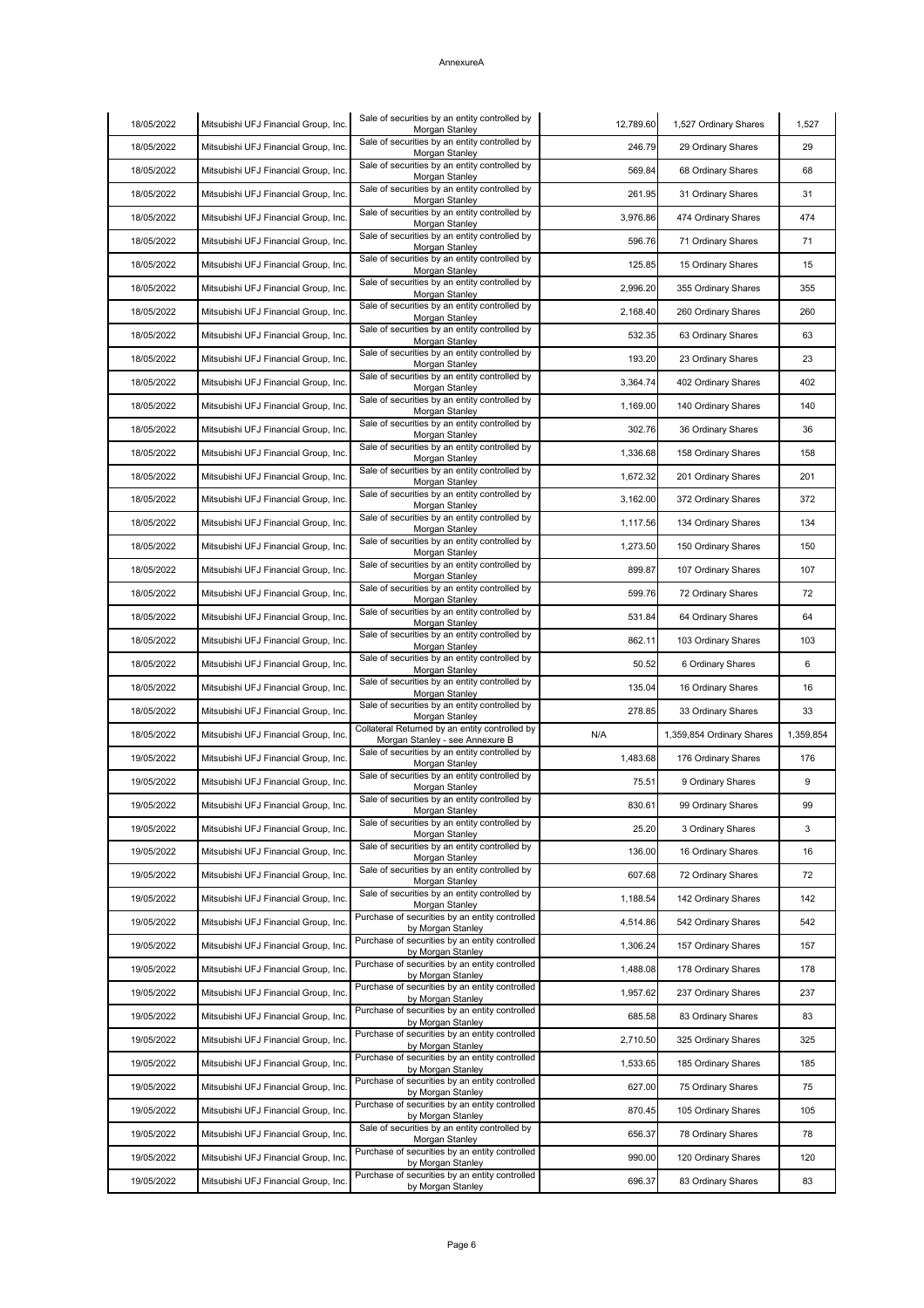| | | | | | |
|---|---|---|---|---|---|
| 18/05/2022 | Mitsubishi UFJ Financial Group, Inc. | Sale of securities by an entity controlled by Morgan Stanley | 12,789.60 | 1,527 Ordinary Shares | 1,527 |
| 18/05/2022 | Mitsubishi UFJ Financial Group, Inc. | Sale of securities by an entity controlled by Morgan Stanley | 246.79 | 29 Ordinary Shares | 29 |
| 18/05/2022 | Mitsubishi UFJ Financial Group, Inc. | Sale of securities by an entity controlled by Morgan Stanley | 569.84 | 68 Ordinary Shares | 68 |
| 18/05/2022 | Mitsubishi UFJ Financial Group, Inc. | Sale of securities by an entity controlled by Morgan Stanley | 261.95 | 31 Ordinary Shares | 31 |
| 18/05/2022 | Mitsubishi UFJ Financial Group, Inc. | Sale of securities by an entity controlled by Morgan Stanley | 3,976.86 | 474 Ordinary Shares | 474 |
| 18/05/2022 | Mitsubishi UFJ Financial Group, Inc. | Sale of securities by an entity controlled by Morgan Stanley | 596.76 | 71 Ordinary Shares | 71 |
| 18/05/2022 | Mitsubishi UFJ Financial Group, Inc. | Sale of securities by an entity controlled by Morgan Stanley | 125.85 | 15 Ordinary Shares | 15 |
| 18/05/2022 | Mitsubishi UFJ Financial Group, Inc. | Sale of securities by an entity controlled by Morgan Stanley | 2,996.20 | 355 Ordinary Shares | 355 |
| 18/05/2022 | Mitsubishi UFJ Financial Group, Inc. | Sale of securities by an entity controlled by Morgan Stanley | 2,168.40 | 260 Ordinary Shares | 260 |
| 18/05/2022 | Mitsubishi UFJ Financial Group, Inc. | Sale of securities by an entity controlled by Morgan Stanley | 532.35 | 63 Ordinary Shares | 63 |
| 18/05/2022 | Mitsubishi UFJ Financial Group, Inc. | Sale of securities by an entity controlled by Morgan Stanley | 193.20 | 23 Ordinary Shares | 23 |
| 18/05/2022 | Mitsubishi UFJ Financial Group, Inc. | Sale of securities by an entity controlled by Morgan Stanley | 3,364.74 | 402 Ordinary Shares | 402 |
| 18/05/2022 | Mitsubishi UFJ Financial Group, Inc. | Sale of securities by an entity controlled by Morgan Stanley | 1,169.00 | 140 Ordinary Shares | 140 |
| 18/05/2022 | Mitsubishi UFJ Financial Group, Inc. | Sale of securities by an entity controlled by Morgan Stanley | 302.76 | 36 Ordinary Shares | 36 |
| 18/05/2022 | Mitsubishi UFJ Financial Group, Inc. | Sale of securities by an entity controlled by Morgan Stanley | 1,336.68 | 158 Ordinary Shares | 158 |
| 18/05/2022 | Mitsubishi UFJ Financial Group, Inc. | Sale of securities by an entity controlled by Morgan Stanley | 1,672.32 | 201 Ordinary Shares | 201 |
| 18/05/2022 | Mitsubishi UFJ Financial Group, Inc. | Sale of securities by an entity controlled by Morgan Stanley | 3,162.00 | 372 Ordinary Shares | 372 |
| 18/05/2022 | Mitsubishi UFJ Financial Group, Inc. | Sale of securities by an entity controlled by Morgan Stanley | 1,117.56 | 134 Ordinary Shares | 134 |
| 18/05/2022 | Mitsubishi UFJ Financial Group, Inc. | Sale of securities by an entity controlled by Morgan Stanley | 1,273.50 | 150 Ordinary Shares | 150 |
| 18/05/2022 | Mitsubishi UFJ Financial Group, Inc. | Sale of securities by an entity controlled by Morgan Stanley | 899.87 | 107 Ordinary Shares | 107 |
| 18/05/2022 | Mitsubishi UFJ Financial Group, Inc. | Sale of securities by an entity controlled by Morgan Stanley | 599.76 | 72 Ordinary Shares | 72 |
| 18/05/2022 | Mitsubishi UFJ Financial Group, Inc. | Sale of securities by an entity controlled by Morgan Stanley | 531.84 | 64 Ordinary Shares | 64 |
| 18/05/2022 | Mitsubishi UFJ Financial Group, Inc. | Sale of securities by an entity controlled by Morgan Stanley | 862.11 | 103 Ordinary Shares | 103 |
| 18/05/2022 | Mitsubishi UFJ Financial Group, Inc. | Sale of securities by an entity controlled by Morgan Stanley | 50.52 | 6 Ordinary Shares | 6 |
| 18/05/2022 | Mitsubishi UFJ Financial Group, Inc. | Sale of securities by an entity controlled by Morgan Stanley | 135.04 | 16 Ordinary Shares | 16 |
| 18/05/2022 | Mitsubishi UFJ Financial Group, Inc. | Sale of securities by an entity controlled by Morgan Stanley | 278.85 | 33 Ordinary Shares | 33 |
| 18/05/2022 | Mitsubishi UFJ Financial Group, Inc. | Collateral Returned by an entity controlled by Morgan Stanley - see Annexure B | N/A | 1,359,854 Ordinary Shares | 1,359,854 |
| 19/05/2022 | Mitsubishi UFJ Financial Group, Inc. | Sale of securities by an entity controlled by Morgan Stanley | 1,483.68 | 176 Ordinary Shares | 176 |
| 19/05/2022 | Mitsubishi UFJ Financial Group, Inc. | Sale of securities by an entity controlled by Morgan Stanley | 75.51 | 9 Ordinary Shares | 9 |
| 19/05/2022 | Mitsubishi UFJ Financial Group, Inc. | Sale of securities by an entity controlled by Morgan Stanley | 830.61 | 99 Ordinary Shares | 99 |
| 19/05/2022 | Mitsubishi UFJ Financial Group, Inc. | Sale of securities by an entity controlled by Morgan Stanley | 25.20 | 3 Ordinary Shares | 3 |
| 19/05/2022 | Mitsubishi UFJ Financial Group, Inc. | Sale of securities by an entity controlled by Morgan Stanley | 136.00 | 16 Ordinary Shares | 16 |
| 19/05/2022 | Mitsubishi UFJ Financial Group, Inc. | Sale of securities by an entity controlled by Morgan Stanley | 607.68 | 72 Ordinary Shares | 72 |
| 19/05/2022 | Mitsubishi UFJ Financial Group, Inc. | Sale of securities by an entity controlled by Morgan Stanley | 1,188.54 | 142 Ordinary Shares | 142 |
| 19/05/2022 | Mitsubishi UFJ Financial Group, Inc. | Purchase of securities by an entity controlled by Morgan Stanley | 4,514.86 | 542 Ordinary Shares | 542 |
| 19/05/2022 | Mitsubishi UFJ Financial Group, Inc. | Purchase of securities by an entity controlled by Morgan Stanley | 1,306.24 | 157 Ordinary Shares | 157 |
| 19/05/2022 | Mitsubishi UFJ Financial Group, Inc. | Purchase of securities by an entity controlled by Morgan Stanley | 1,488.08 | 178 Ordinary Shares | 178 |
| 19/05/2022 | Mitsubishi UFJ Financial Group, Inc. | Purchase of securities by an entity controlled by Morgan Stanley | 1,957.62 | 237 Ordinary Shares | 237 |
| 19/05/2022 | Mitsubishi UFJ Financial Group, Inc. | Purchase of securities by an entity controlled by Morgan Stanley | 685.58 | 83 Ordinary Shares | 83 |
| 19/05/2022 | Mitsubishi UFJ Financial Group, Inc. | Purchase of securities by an entity controlled by Morgan Stanley | 2,710.50 | 325 Ordinary Shares | 325 |
| 19/05/2022 | Mitsubishi UFJ Financial Group, Inc. | Purchase of securities by an entity controlled by Morgan Stanley | 1,533.65 | 185 Ordinary Shares | 185 |
| 19/05/2022 | Mitsubishi UFJ Financial Group, Inc. | Purchase of securities by an entity controlled by Morgan Stanley | 627.00 | 75 Ordinary Shares | 75 |
| 19/05/2022 | Mitsubishi UFJ Financial Group, Inc. | Purchase of securities by an entity controlled by Morgan Stanley | 870.45 | 105 Ordinary Shares | 105 |
| 19/05/2022 | Mitsubishi UFJ Financial Group, Inc. | Sale of securities by an entity controlled by Morgan Stanley | 656.37 | 78 Ordinary Shares | 78 |
| 19/05/2022 | Mitsubishi UFJ Financial Group, Inc. | Purchase of securities by an entity controlled by Morgan Stanley | 990.00 | 120 Ordinary Shares | 120 |
| 19/05/2022 | Mitsubishi UFJ Financial Group, Inc. | Purchase of securities by an entity controlled by Morgan Stanley | 696.37 | 83 Ordinary Shares | 83 |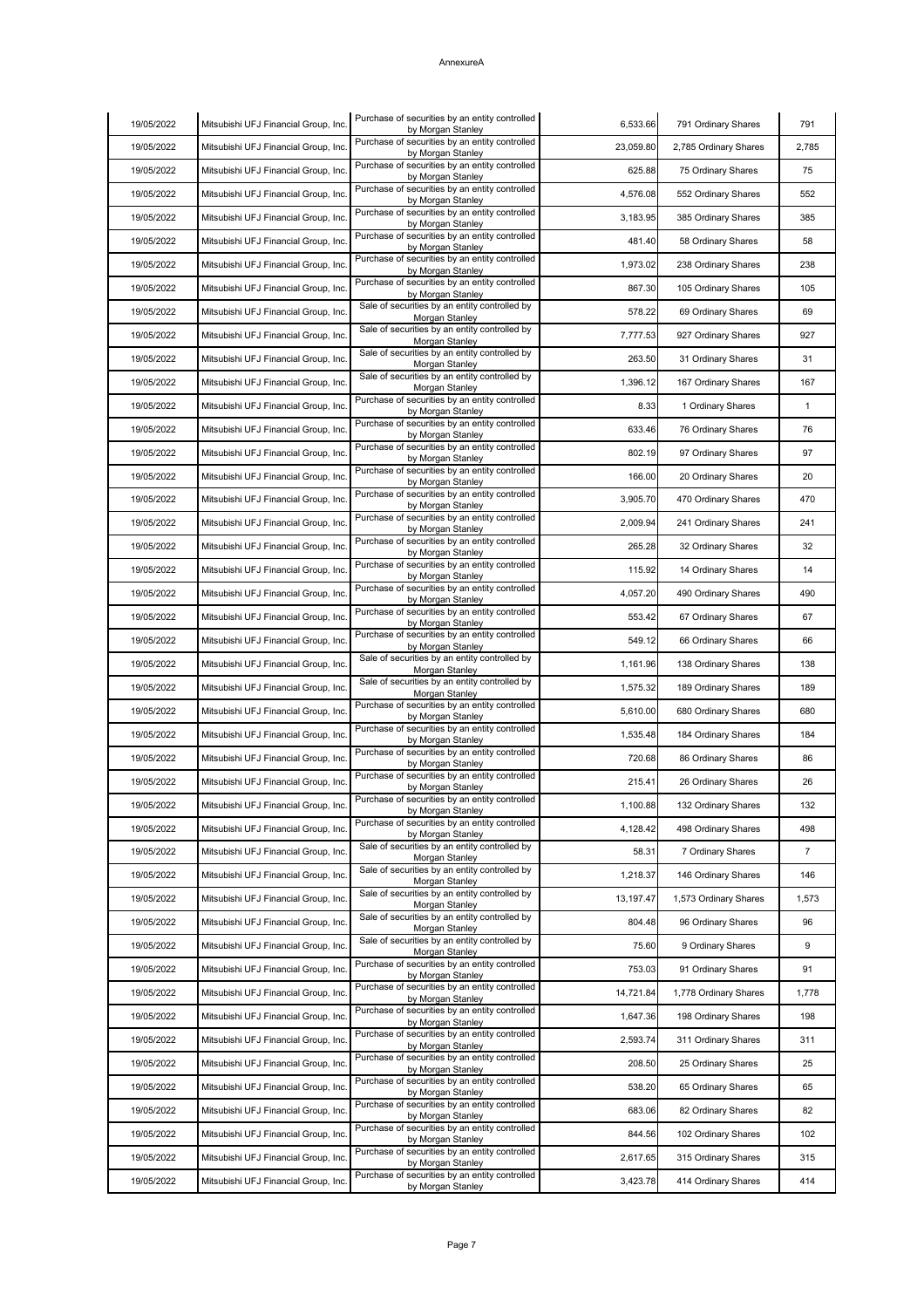| 19/05/2022 | Mitsubishi UFJ Financial Group, Inc. | Purchase of securities by an entity controlled by Morgan Stanley | 6,533.66 | 791 Ordinary Shares | 791 |
|---|---|---|---|---|---|
| 19/05/2022 | Mitsubishi UFJ Financial Group, Inc. | Purchase of securities by an entity controlled by Morgan Stanley | 23,059.80 | 2,785 Ordinary Shares | 2,785 |
| 19/05/2022 | Mitsubishi UFJ Financial Group, Inc. | Purchase of securities by an entity controlled by Morgan Stanley | 625.88 | 75 Ordinary Shares | 75 |
| 19/05/2022 | Mitsubishi UFJ Financial Group, Inc. | Purchase of securities by an entity controlled by Morgan Stanley | 4,576.08 | 552 Ordinary Shares | 552 |
| 19/05/2022 | Mitsubishi UFJ Financial Group, Inc. | Purchase of securities by an entity controlled by Morgan Stanley | 3,183.95 | 385 Ordinary Shares | 385 |
| 19/05/2022 | Mitsubishi UFJ Financial Group, Inc. | Purchase of securities by an entity controlled by Morgan Stanley | 481.40 | 58 Ordinary Shares | 58 |
| 19/05/2022 | Mitsubishi UFJ Financial Group, Inc. | Purchase of securities by an entity controlled by Morgan Stanley | 1,973.02 | 238 Ordinary Shares | 238 |
| 19/05/2022 | Mitsubishi UFJ Financial Group, Inc. | Purchase of securities by an entity controlled by Morgan Stanley | 867.30 | 105 Ordinary Shares | 105 |
| 19/05/2022 | Mitsubishi UFJ Financial Group, Inc. | Sale of securities by an entity controlled by Morgan Stanley | 578.22 | 69 Ordinary Shares | 69 |
| 19/05/2022 | Mitsubishi UFJ Financial Group, Inc. | Sale of securities by an entity controlled by Morgan Stanley | 7,777.53 | 927 Ordinary Shares | 927 |
| 19/05/2022 | Mitsubishi UFJ Financial Group, Inc. | Sale of securities by an entity controlled by Morgan Stanley | 263.50 | 31 Ordinary Shares | 31 |
| 19/05/2022 | Mitsubishi UFJ Financial Group, Inc. | Sale of securities by an entity controlled by Morgan Stanley | 1,396.12 | 167 Ordinary Shares | 167 |
| 19/05/2022 | Mitsubishi UFJ Financial Group, Inc. | Purchase of securities by an entity controlled by Morgan Stanley | 8.33 | 1 Ordinary Shares | 1 |
| 19/05/2022 | Mitsubishi UFJ Financial Group, Inc. | Purchase of securities by an entity controlled by Morgan Stanley | 633.46 | 76 Ordinary Shares | 76 |
| 19/05/2022 | Mitsubishi UFJ Financial Group, Inc. | Purchase of securities by an entity controlled by Morgan Stanley | 802.19 | 97 Ordinary Shares | 97 |
| 19/05/2022 | Mitsubishi UFJ Financial Group, Inc. | Purchase of securities by an entity controlled by Morgan Stanley | 166.00 | 20 Ordinary Shares | 20 |
| 19/05/2022 | Mitsubishi UFJ Financial Group, Inc. | Purchase of securities by an entity controlled by Morgan Stanley | 3,905.70 | 470 Ordinary Shares | 470 |
| 19/05/2022 | Mitsubishi UFJ Financial Group, Inc. | Purchase of securities by an entity controlled by Morgan Stanley | 2,009.94 | 241 Ordinary Shares | 241 |
| 19/05/2022 | Mitsubishi UFJ Financial Group, Inc. | Purchase of securities by an entity controlled by Morgan Stanley | 265.28 | 32 Ordinary Shares | 32 |
| 19/05/2022 | Mitsubishi UFJ Financial Group, Inc. | Purchase of securities by an entity controlled by Morgan Stanley | 115.92 | 14 Ordinary Shares | 14 |
| 19/05/2022 | Mitsubishi UFJ Financial Group, Inc. | Purchase of securities by an entity controlled by Morgan Stanley | 4,057.20 | 490 Ordinary Shares | 490 |
| 19/05/2022 | Mitsubishi UFJ Financial Group, Inc. | Purchase of securities by an entity controlled by Morgan Stanley | 553.42 | 67 Ordinary Shares | 67 |
| 19/05/2022 | Mitsubishi UFJ Financial Group, Inc. | Purchase of securities by an entity controlled by Morgan Stanley | 549.12 | 66 Ordinary Shares | 66 |
| 19/05/2022 | Mitsubishi UFJ Financial Group, Inc. | Sale of securities by an entity controlled by Morgan Stanley | 1,161.96 | 138 Ordinary Shares | 138 |
| 19/05/2022 | Mitsubishi UFJ Financial Group, Inc. | Sale of securities by an entity controlled by Morgan Stanley | 1,575.32 | 189 Ordinary Shares | 189 |
| 19/05/2022 | Mitsubishi UFJ Financial Group, Inc. | Purchase of securities by an entity controlled by Morgan Stanley | 5,610.00 | 680 Ordinary Shares | 680 |
| 19/05/2022 | Mitsubishi UFJ Financial Group, Inc. | Purchase of securities by an entity controlled by Morgan Stanley | 1,535.48 | 184 Ordinary Shares | 184 |
| 19/05/2022 | Mitsubishi UFJ Financial Group, Inc. | Purchase of securities by an entity controlled by Morgan Stanley | 720.68 | 86 Ordinary Shares | 86 |
| 19/05/2022 | Mitsubishi UFJ Financial Group, Inc. | Purchase of securities by an entity controlled by Morgan Stanley | 215.41 | 26 Ordinary Shares | 26 |
| 19/05/2022 | Mitsubishi UFJ Financial Group, Inc. | Purchase of securities by an entity controlled by Morgan Stanley | 1,100.88 | 132 Ordinary Shares | 132 |
| 19/05/2022 | Mitsubishi UFJ Financial Group, Inc. | Purchase of securities by an entity controlled by Morgan Stanley | 4,128.42 | 498 Ordinary Shares | 498 |
| 19/05/2022 | Mitsubishi UFJ Financial Group, Inc. | Sale of securities by an entity controlled by Morgan Stanley | 58.31 | 7 Ordinary Shares | 7 |
| 19/05/2022 | Mitsubishi UFJ Financial Group, Inc. | Sale of securities by an entity controlled by Morgan Stanley | 1,218.37 | 146 Ordinary Shares | 146 |
| 19/05/2022 | Mitsubishi UFJ Financial Group, Inc. | Sale of securities by an entity controlled by Morgan Stanley | 13,197.47 | 1,573 Ordinary Shares | 1,573 |
| 19/05/2022 | Mitsubishi UFJ Financial Group, Inc. | Sale of securities by an entity controlled by Morgan Stanley | 804.48 | 96 Ordinary Shares | 96 |
| 19/05/2022 | Mitsubishi UFJ Financial Group, Inc. | Sale of securities by an entity controlled by Morgan Stanley | 75.60 | 9 Ordinary Shares | 9 |
| 19/05/2022 | Mitsubishi UFJ Financial Group, Inc. | Purchase of securities by an entity controlled by Morgan Stanley | 753.03 | 91 Ordinary Shares | 91 |
| 19/05/2022 | Mitsubishi UFJ Financial Group, Inc. | Purchase of securities by an entity controlled by Morgan Stanley | 14,721.84 | 1,778 Ordinary Shares | 1,778 |
| 19/05/2022 | Mitsubishi UFJ Financial Group, Inc. | Purchase of securities by an entity controlled by Morgan Stanley | 1,647.36 | 198 Ordinary Shares | 198 |
| 19/05/2022 | Mitsubishi UFJ Financial Group, Inc. | Purchase of securities by an entity controlled by Morgan Stanley | 2,593.74 | 311 Ordinary Shares | 311 |
| 19/05/2022 | Mitsubishi UFJ Financial Group, Inc. | Purchase of securities by an entity controlled by Morgan Stanley | 208.50 | 25 Ordinary Shares | 25 |
| 19/05/2022 | Mitsubishi UFJ Financial Group, Inc. | Purchase of securities by an entity controlled by Morgan Stanley | 538.20 | 65 Ordinary Shares | 65 |
| 19/05/2022 | Mitsubishi UFJ Financial Group, Inc. | Purchase of securities by an entity controlled by Morgan Stanley | 683.06 | 82 Ordinary Shares | 82 |
| 19/05/2022 | Mitsubishi UFJ Financial Group, Inc. | Purchase of securities by an entity controlled by Morgan Stanley | 844.56 | 102 Ordinary Shares | 102 |
| 19/05/2022 | Mitsubishi UFJ Financial Group, Inc. | Purchase of securities by an entity controlled by Morgan Stanley | 2,617.65 | 315 Ordinary Shares | 315 |
| 19/05/2022 | Mitsubishi UFJ Financial Group, Inc. | Purchase of securities by an entity controlled by Morgan Stanley | 3,423.78 | 414 Ordinary Shares | 414 |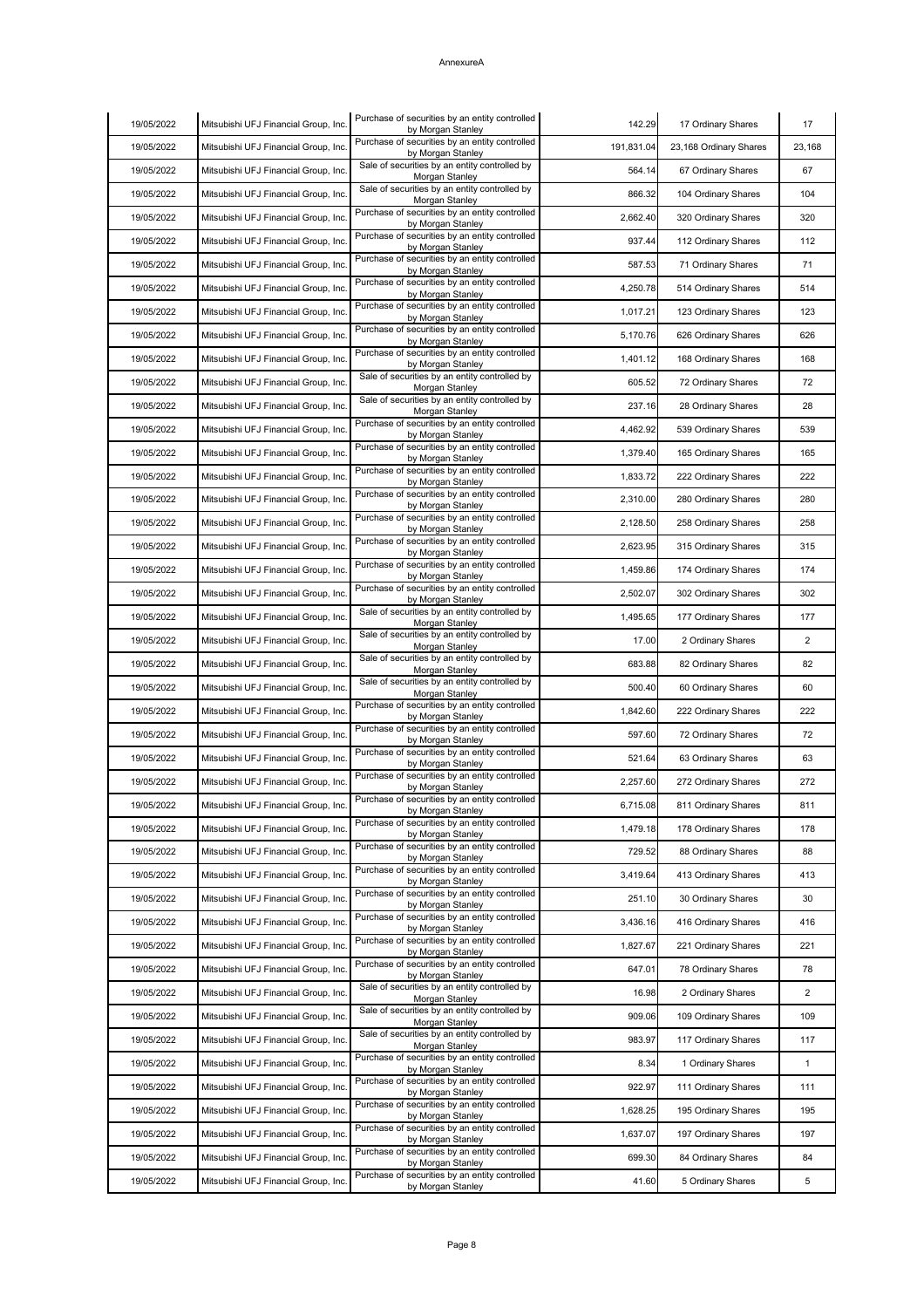AnnexureA

| 19/05/2022 | Mitsubishi UFJ Financial Group, Inc. | Purchase of securities by an entity controlled by Morgan Stanley | 142.29 | 17 Ordinary Shares | 17 |
|---|---|---|---|---|---|
| 19/05/2022 | Mitsubishi UFJ Financial Group, Inc. | Purchase of securities by an entity controlled by Morgan Stanley | 191,831.04 | 23,168 Ordinary Shares | 23,168 |
| 19/05/2022 | Mitsubishi UFJ Financial Group, Inc. | Sale of securities by an entity controlled by Morgan Stanley | 564.14 | 67 Ordinary Shares | 67 |
| 19/05/2022 | Mitsubishi UFJ Financial Group, Inc. | Sale of securities by an entity controlled by Morgan Stanley | 866.32 | 104 Ordinary Shares | 104 |
| 19/05/2022 | Mitsubishi UFJ Financial Group, Inc. | Purchase of securities by an entity controlled by Morgan Stanley | 2,662.40 | 320 Ordinary Shares | 320 |
| 19/05/2022 | Mitsubishi UFJ Financial Group, Inc. | Purchase of securities by an entity controlled by Morgan Stanley | 937.44 | 112 Ordinary Shares | 112 |
| 19/05/2022 | Mitsubishi UFJ Financial Group, Inc. | Purchase of securities by an entity controlled by Morgan Stanley | 587.53 | 71 Ordinary Shares | 71 |
| 19/05/2022 | Mitsubishi UFJ Financial Group, Inc. | Purchase of securities by an entity controlled by Morgan Stanley | 4,250.78 | 514 Ordinary Shares | 514 |
| 19/05/2022 | Mitsubishi UFJ Financial Group, Inc. | Purchase of securities by an entity controlled by Morgan Stanley | 1,017.21 | 123 Ordinary Shares | 123 |
| 19/05/2022 | Mitsubishi UFJ Financial Group, Inc. | Purchase of securities by an entity controlled by Morgan Stanley | 5,170.76 | 626 Ordinary Shares | 626 |
| 19/05/2022 | Mitsubishi UFJ Financial Group, Inc. | Purchase of securities by an entity controlled by Morgan Stanley | 1,401.12 | 168 Ordinary Shares | 168 |
| 19/05/2022 | Mitsubishi UFJ Financial Group, Inc. | Sale of securities by an entity controlled by Morgan Stanley | 605.52 | 72 Ordinary Shares | 72 |
| 19/05/2022 | Mitsubishi UFJ Financial Group, Inc. | Sale of securities by an entity controlled by Morgan Stanley | 237.16 | 28 Ordinary Shares | 28 |
| 19/05/2022 | Mitsubishi UFJ Financial Group, Inc. | Purchase of securities by an entity controlled by Morgan Stanley | 4,462.92 | 539 Ordinary Shares | 539 |
| 19/05/2022 | Mitsubishi UFJ Financial Group, Inc. | Purchase of securities by an entity controlled by Morgan Stanley | 1,379.40 | 165 Ordinary Shares | 165 |
| 19/05/2022 | Mitsubishi UFJ Financial Group, Inc. | Purchase of securities by an entity controlled by Morgan Stanley | 1,833.72 | 222 Ordinary Shares | 222 |
| 19/05/2022 | Mitsubishi UFJ Financial Group, Inc. | Purchase of securities by an entity controlled by Morgan Stanley | 2,310.00 | 280 Ordinary Shares | 280 |
| 19/05/2022 | Mitsubishi UFJ Financial Group, Inc. | Purchase of securities by an entity controlled by Morgan Stanley | 2,128.50 | 258 Ordinary Shares | 258 |
| 19/05/2022 | Mitsubishi UFJ Financial Group, Inc. | Purchase of securities by an entity controlled by Morgan Stanley | 2,623.95 | 315 Ordinary Shares | 315 |
| 19/05/2022 | Mitsubishi UFJ Financial Group, Inc. | Purchase of securities by an entity controlled by Morgan Stanley | 1,459.86 | 174 Ordinary Shares | 174 |
| 19/05/2022 | Mitsubishi UFJ Financial Group, Inc. | Purchase of securities by an entity controlled by Morgan Stanley | 2,502.07 | 302 Ordinary Shares | 302 |
| 19/05/2022 | Mitsubishi UFJ Financial Group, Inc. | Sale of securities by an entity controlled by Morgan Stanley | 1,495.65 | 177 Ordinary Shares | 177 |
| 19/05/2022 | Mitsubishi UFJ Financial Group, Inc. | Sale of securities by an entity controlled by Morgan Stanley | 17.00 | 2 Ordinary Shares | 2 |
| 19/05/2022 | Mitsubishi UFJ Financial Group, Inc. | Sale of securities by an entity controlled by Morgan Stanley | 683.88 | 82 Ordinary Shares | 82 |
| 19/05/2022 | Mitsubishi UFJ Financial Group, Inc. | Sale of securities by an entity controlled by Morgan Stanley | 500.40 | 60 Ordinary Shares | 60 |
| 19/05/2022 | Mitsubishi UFJ Financial Group, Inc. | Purchase of securities by an entity controlled by Morgan Stanley | 1,842.60 | 222 Ordinary Shares | 222 |
| 19/05/2022 | Mitsubishi UFJ Financial Group, Inc. | Purchase of securities by an entity controlled by Morgan Stanley | 597.60 | 72 Ordinary Shares | 72 |
| 19/05/2022 | Mitsubishi UFJ Financial Group, Inc. | Purchase of securities by an entity controlled by Morgan Stanley | 521.64 | 63 Ordinary Shares | 63 |
| 19/05/2022 | Mitsubishi UFJ Financial Group, Inc. | Purchase of securities by an entity controlled by Morgan Stanley | 2,257.60 | 272 Ordinary Shares | 272 |
| 19/05/2022 | Mitsubishi UFJ Financial Group, Inc. | Purchase of securities by an entity controlled by Morgan Stanley | 6,715.08 | 811 Ordinary Shares | 811 |
| 19/05/2022 | Mitsubishi UFJ Financial Group, Inc. | Purchase of securities by an entity controlled by Morgan Stanley | 1,479.18 | 178 Ordinary Shares | 178 |
| 19/05/2022 | Mitsubishi UFJ Financial Group, Inc. | Purchase of securities by an entity controlled by Morgan Stanley | 729.52 | 88 Ordinary Shares | 88 |
| 19/05/2022 | Mitsubishi UFJ Financial Group, Inc. | Purchase of securities by an entity controlled by Morgan Stanley | 3,419.64 | 413 Ordinary Shares | 413 |
| 19/05/2022 | Mitsubishi UFJ Financial Group, Inc. | Purchase of securities by an entity controlled by Morgan Stanley | 251.10 | 30 Ordinary Shares | 30 |
| 19/05/2022 | Mitsubishi UFJ Financial Group, Inc. | Purchase of securities by an entity controlled by Morgan Stanley | 3,436.16 | 416 Ordinary Shares | 416 |
| 19/05/2022 | Mitsubishi UFJ Financial Group, Inc. | Purchase of securities by an entity controlled by Morgan Stanley | 1,827.67 | 221 Ordinary Shares | 221 |
| 19/05/2022 | Mitsubishi UFJ Financial Group, Inc. | Purchase of securities by an entity controlled by Morgan Stanley | 647.01 | 78 Ordinary Shares | 78 |
| 19/05/2022 | Mitsubishi UFJ Financial Group, Inc. | Sale of securities by an entity controlled by Morgan Stanley | 16.98 | 2 Ordinary Shares | 2 |
| 19/05/2022 | Mitsubishi UFJ Financial Group, Inc. | Sale of securities by an entity controlled by Morgan Stanley | 909.06 | 109 Ordinary Shares | 109 |
| 19/05/2022 | Mitsubishi UFJ Financial Group, Inc. | Sale of securities by an entity controlled by Morgan Stanley | 983.97 | 117 Ordinary Shares | 117 |
| 19/05/2022 | Mitsubishi UFJ Financial Group, Inc. | Purchase of securities by an entity controlled by Morgan Stanley | 8.34 | 1 Ordinary Shares | 1 |
| 19/05/2022 | Mitsubishi UFJ Financial Group, Inc. | Purchase of securities by an entity controlled by Morgan Stanley | 922.97 | 111 Ordinary Shares | 111 |
| 19/05/2022 | Mitsubishi UFJ Financial Group, Inc. | Purchase of securities by an entity controlled by Morgan Stanley | 1,628.25 | 195 Ordinary Shares | 195 |
| 19/05/2022 | Mitsubishi UFJ Financial Group, Inc. | Purchase of securities by an entity controlled by Morgan Stanley | 1,637.07 | 197 Ordinary Shares | 197 |
| 19/05/2022 | Mitsubishi UFJ Financial Group, Inc. | Purchase of securities by an entity controlled by Morgan Stanley | 699.30 | 84 Ordinary Shares | 84 |
| 19/05/2022 | Mitsubishi UFJ Financial Group, Inc. | Purchase of securities by an entity controlled by Morgan Stanley | 41.60 | 5 Ordinary Shares | 5 |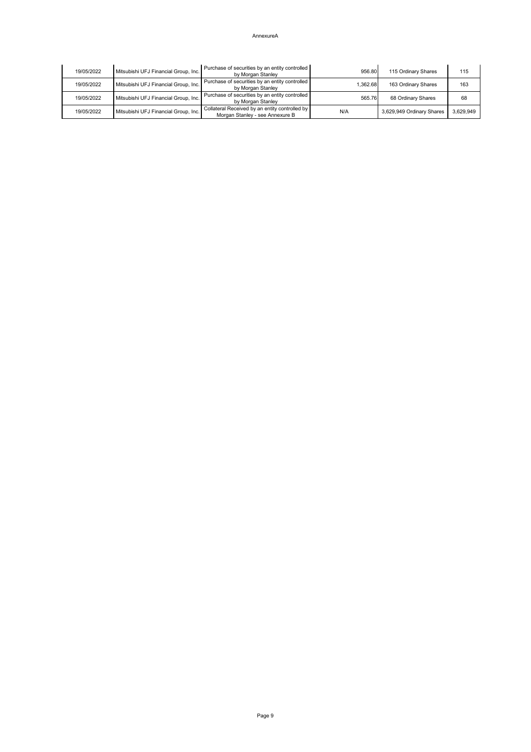AnnexureA

| 19/05/2022 | Mitsubishi UFJ Financial Group, Inc. | Purchase of securities by an entity controlled by Morgan Stanley | 956.80 | 115 Ordinary Shares | 115 |
|---|---|---|---|---|---|
| 19/05/2022 | Mitsubishi UFJ Financial Group, Inc. | Purchase of securities by an entity controlled by Morgan Stanley | 1,362.68 | 163 Ordinary Shares | 163 |
| 19/05/2022 | Mitsubishi UFJ Financial Group, Inc. | Purchase of securities by an entity controlled by Morgan Stanley | 565.76 | 68 Ordinary Shares | 68 |
| 19/05/2022 | Mitsubishi UFJ Financial Group, Inc. | Collateral Received by an entity controlled by Morgan Stanley - see Annexure B | N/A | 3,629,949 Ordinary Shares | 3,629,949 |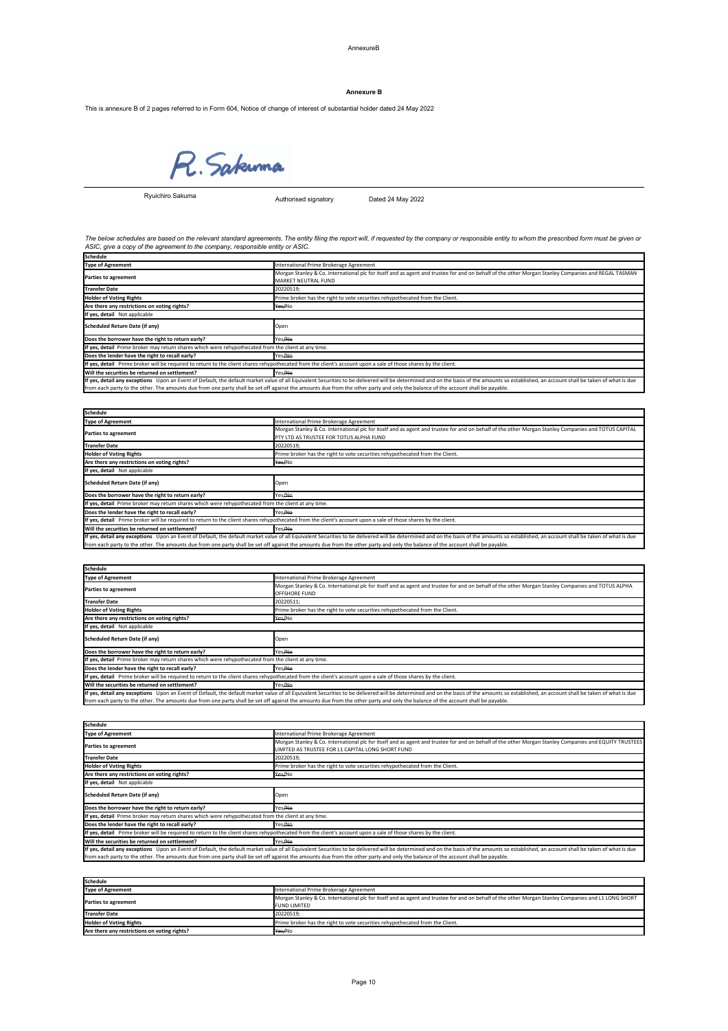AnnexureB

**Annexure B**

This is annexure B of 2 pages referred to in Form 604, Notice of change of interest of substantial holder dated 24 May 2022

R. Sakuma

Ryuichiro Sakuma | Authorised signatory | Dated 24 May 2022

*The below schedules are based on the relevant standard agreements. The entity filing the report will, if requested by the company or responsible entity to whom the prescribed form must be given or ASIC, give a copy of the agreement to the company, responsible entity or ASIC.*

| Schedule | |
|---|---|
| **Type of Agreement** | International Prime Brokerage Agreement |
| **Parties to agreement** | Morgan Stanley & Co. International plc for itself and as agent and trustee for and on behalf of the other Morgan Stanley Companies and REGAL TASMAN MARKET NEUTRAL FUND |
| **Transfer Date** | 20220519; |
| **Holder of Voting Rights** | Prime broker has the right to vote securities rehypothecated from the Client. |
| **Are there any restrictions on voting rights?** | ~~Yes~~/No |
| **If yes, detail** Not applicable | |
| **Scheduled Return Date (if any)** | Open |
| **Does the borrower have the right to return early?** | Yes/~~No~~ |
| **If yes, detail** Prime broker may return shares which were rehypothecated from the client at any time. | |
| **Does the lender have the right to recall early?** | Yes/~~No~~ |
| **If yes, detail** Prime broker will be required to return to the client shares rehypothecated from the client's account upon a sale of those shares by the client. | |
| **Will the securities be returned on settlement?** | Yes/~~No~~ |
| **If yes, detail any exceptions** Upon an Event of Default, the default market value of all Equivalent Securities to be delivered will be determined and on the basis of the amounts so established, an account shall be taken of what is due from each party to the other. The amounts due from one party shall be set off against the amounts due from the other party and only the balance of the account shall be payable. | |

| Schedule | |
|---|---|
| **Type of Agreement** | International Prime Brokerage Agreement |
| **Parties to agreement** | Morgan Stanley & Co. International plc for itself and as agent and trustee for and on behalf of the other Morgan Stanley Companies and TOTUS CAPITAL PTY LTD AS TRUSTEE FOR TOTUS ALPHA FUND |
| **Transfer Date** | 20220519; |
| **Holder of Voting Rights** | Prime broker has the right to vote securities rehypothecated from the Client. |
| **Are there any restrictions on voting rights?** | ~~Yes~~/No |
| **If yes, detail** Not applicable | |
| **Scheduled Return Date (if any)** | Open |
| **Does the borrower have the right to return early?** | Yes/~~No~~ |
| **If yes, detail** Prime broker may return shares which were rehypothecated from the client at any time. | |
| **Does the lender have the right to recall early?** | Yes/~~No~~ |
| **If yes, detail** Prime broker will be required to return to the client shares rehypothecated from the client's account upon a sale of those shares by the client. | |
| **Will the securities be returned on settlement?** | Yes/~~No~~ |
| **If yes, detail any exceptions** Upon an Event of Default, the default market value of all Equivalent Securities to be delivered will be determined and on the basis of the amounts so established, an account shall be taken of what is due from each party to the other. The amounts due from one party shall be set off against the amounts due from the other party and only the balance of the account shall be payable. | |

| Schedule | |
|---|---|
| **Type of Agreement** | International Prime Brokerage Agreement |
| **Parties to agreement** | Morgan Stanley & Co. International plc for itself and as agent and trustee for and on behalf of the other Morgan Stanley Companies and TOTUS ALPHA OFFSHORE FUND |
| **Transfer Date** | 20220511; |
| **Holder of Voting Rights** | Prime broker has the right to vote securities rehypothecated from the Client. |
| **Are there any restrictions on voting rights?** | ~~Yes~~/No |
| **If yes, detail** Not applicable | |
| **Scheduled Return Date (if any)** | Open |
| **Does the borrower have the right to return early?** | Yes/~~No~~ |
| **If yes, detail** Prime broker may return shares which were rehypothecated from the client at any time. | |
| **Does the lender have the right to recall early?** | Yes/~~No~~ |
| **If yes, detail** Prime broker will be required to return to the client shares rehypothecated from the client's account upon a sale of those shares by the client. | |
| **Will the securities be returned on settlement?** | Yes/~~No~~ |
| **If yes, detail any exceptions** Upon an Event of Default, the default market value of all Equivalent Securities to be delivered will be determined and on the basis of the amounts so established, an account shall be taken of what is due from each party to the other. The amounts due from one party shall be set off against the amounts due from the other party and only the balance of the account shall be payable. | |

| Schedule | |
|---|---|
| **Type of Agreement** | International Prime Brokerage Agreement |
| **Parties to agreement** | Morgan Stanley & Co. International plc for itself and as agent and trustee for and on behalf of the other Morgan Stanley Companies and EQUITY TRUSTEES LIMITED AS TRUSTEE FOR L1 CAPITAL LONG SHORT FUND |
| **Transfer Date** | 20220519; |
| **Holder of Voting Rights** | Prime broker has the right to vote securities rehypothecated from the Client. |
| **Are there any restrictions on voting rights?** | ~~Yes~~/No |
| **If yes, detail** Not applicable | |
| **Scheduled Return Date (if any)** | Open |
| **Does the borrower have the right to return early?** | Yes/~~No~~ |
| **If yes, detail** Prime broker may return shares which were rehypothecated from the client at any time. | |
| **Does the lender have the right to recall early?** | Yes/~~No~~ |
| **If yes, detail** Prime broker will be required to return to the client shares rehypothecated from the client's account upon a sale of those shares by the client. | |
| **Will the securities be returned on settlement?** | Yes/~~No~~ |
| **If yes, detail any exceptions** Upon an Event of Default, the default market value of all Equivalent Securities to be delivered will be determined and on the basis of the amounts so established, an account shall be taken of what is due from each party to the other. The amounts due from one party shall be set off against the amounts due from the other party and only the balance of the account shall be payable. | |

| Schedule | |
|---|---|
| **Type of Agreement** | International Prime Brokerage Agreement |
| **Parties to agreement** | Morgan Stanley & Co. International plc for itself and as agent and trustee for and on behalf of the other Morgan Stanley Companies and L1 LONG SHORT FUND LIMITED |
| **Transfer Date** | 20220519; |
| **Holder of Voting Rights** | Prime broker has the right to vote securities rehypothecated from the Client. |
| **Are there any restrictions on voting rights?** | ~~Yes~~/No |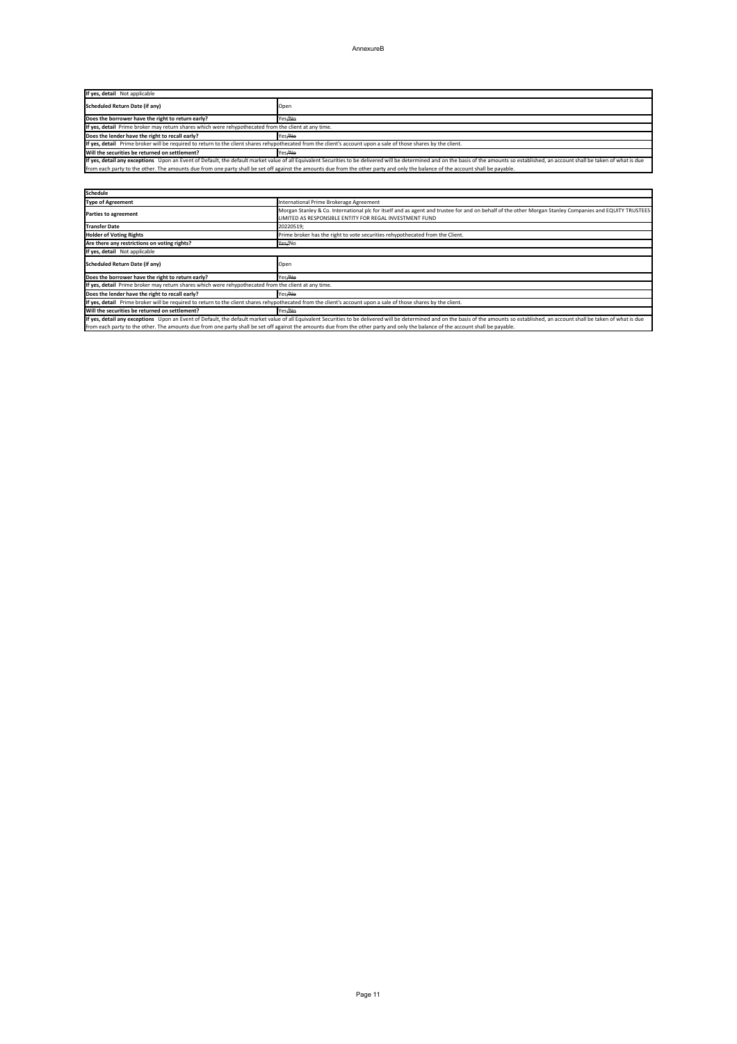AnnexureB

| | |
|---|---|
| **If yes, detail** Not applicable | |
| **Scheduled Return Date (if any)** | Open |
| **Does the borrower have the right to return early?** | Yes/~~No~~ |
| **If yes, detail** Prime broker may return shares which were rehypothecated from the client at any time. | |
| **Does the lender have the right to recall early?** | Yes/~~No~~ |
| **If yes, detail** Prime broker will be required to return to the client shares rehypothecated from the client's account upon a sale of those shares by the client. | |
| **Will the securities be returned on settlement?** | Yes/~~No~~ |
| **If yes, detail any exceptions** Upon an Event of Default, the default market value of all Equivalent Securities to be delivered will be determined and on the basis of the amounts so established, an account shall be taken of what is due from each party to the other. The amounts due from one party shall be set off against the amounts due from the other party and only the balance of the account shall be payable. | |

| | |
|---|---|
| **Schedule** | |
| **Type of Agreement** | International Prime Brokerage Agreement |
| **Parties to agreement** | Morgan Stanley & Co. International plc for itself and as agent and trustee for and on behalf of the other Morgan Stanley Companies and EQUITY TRUSTEES LIMITED AS RESPONSIBLE ENTITY FOR REGAL INVESTMENT FUND |
| **Transfer Date** | 20220519; |
| **Holder of Voting Rights** | Prime broker has the right to vote securities rehypothecated from the Client. |
| **Are there any restrictions on voting rights?** | ~~Yes~~/No |
| **If yes, detail** Not applicable | |
| **Scheduled Return Date (if any)** | Open |
| **Does the borrower have the right to return early?** | Yes/~~No~~ |
| **If yes, detail** Prime broker may return shares which were rehypothecated from the client at any time. | |
| **Does the lender have the right to recall early?** | Yes/~~No~~ |
| **If yes, detail** Prime broker will be required to return to the client shares rehypothecated from the client's account upon a sale of those shares by the client. | |
| **Will the securities be returned on settlement?** | Yes/~~No~~ |
| **If yes, detail any exceptions** Upon an Event of Default, the default market value of all Equivalent Securities to be delivered will be determined and on the basis of the amounts so established, an account shall be taken of what is due from each party to the other. The amounts due from one party shall be set off against the amounts due from the other party and only the balance of the account shall be payable. | |